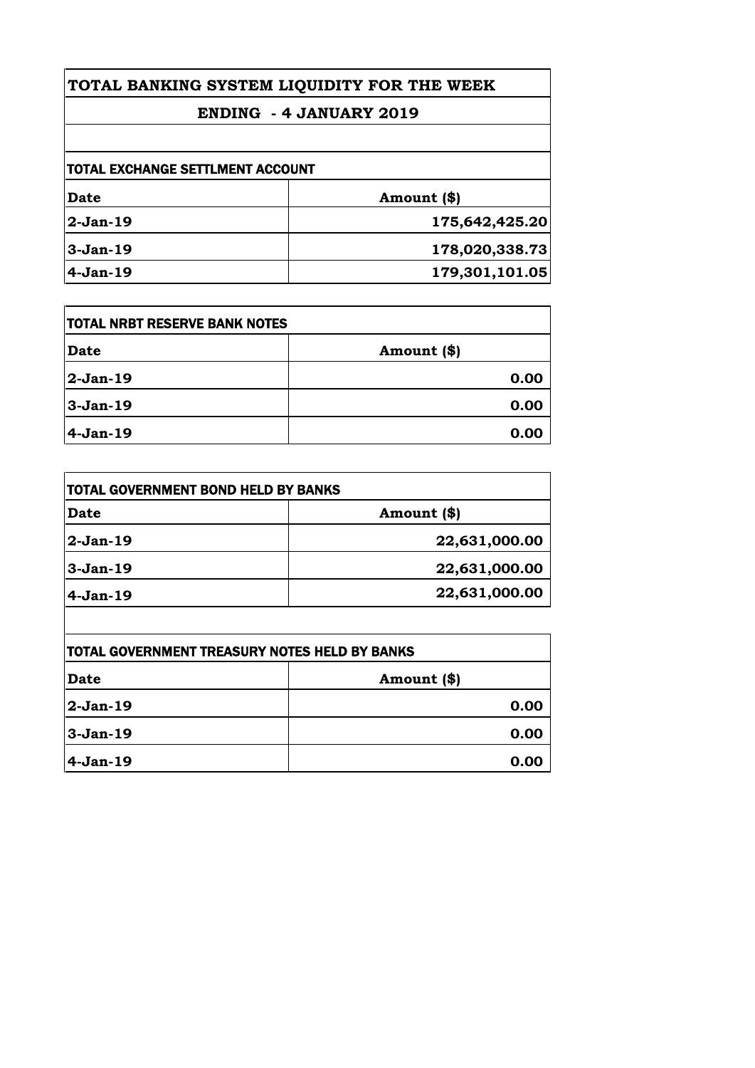# TOTAL BANKING SYSTEM LIQUIDITY FOR THE WEEK

## ENDING - 4 JANUARY 2019

| TOTAL EXCHANGE SETTLMENT ACCOUNT | |
|---|---|
| **Date** | **Amount ($)** |
| **2-Jan-19** | **175,642,425.20** |
| **3-Jan-19** | **178,020,338.73** |
| **4-Jan-19** | **179,301,101.05** |

| TOTAL NRBT RESERVE BANK NOTES | |
|---|---|
| **Date** | **Amount ($)** |
| **2-Jan-19** | **0.00** |
| **3-Jan-19** | **0.00** |
| **4-Jan-19** | **0.00** |

| TOTAL GOVERNMENT BOND HELD BY BANKS | |
|---|---|
| **Date** | **Amount ($)** |
| **2-Jan-19** | **22,631,000.00** |
| **3-Jan-19** | **22,631,000.00** |
| **4-Jan-19** | **22,631,000.00** |

| TOTAL GOVERNMENT TREASURY NOTES HELD BY BANKS | |
|---|---|
| **Date** | **Amount ($)** |
| **2-Jan-19** | **0.00** |
| **3-Jan-19** | **0.00** |
| **4-Jan-19** | **0.00** |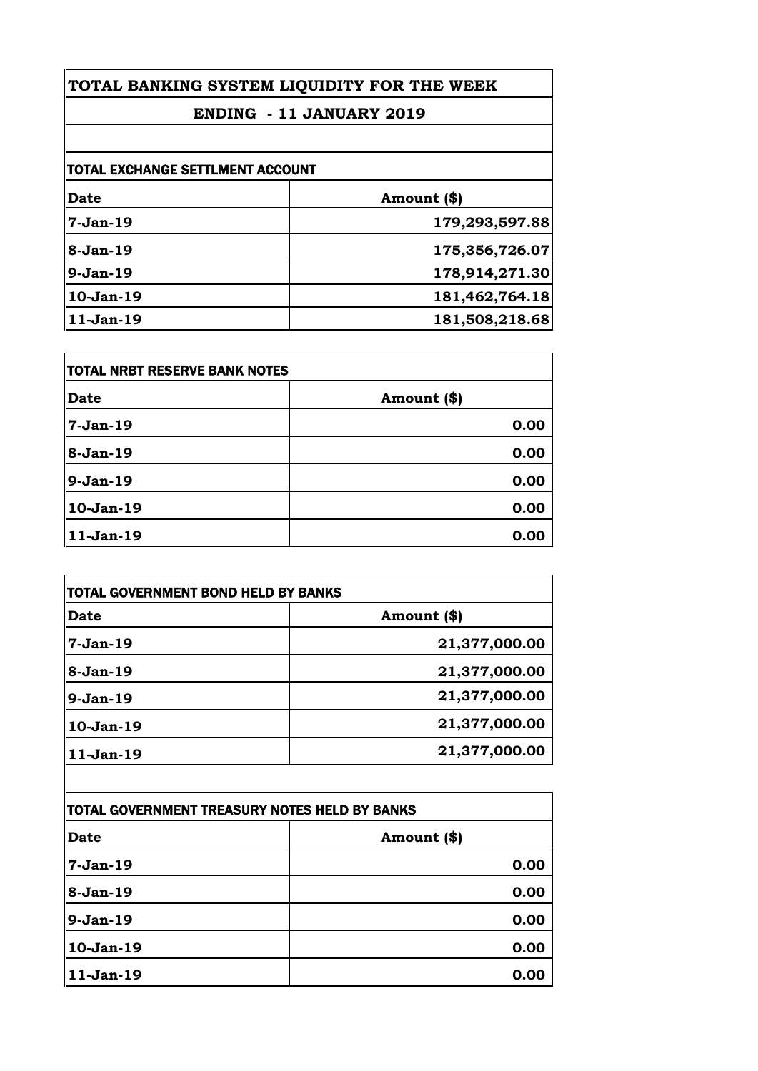# TOTAL BANKING SYSTEM LIQUIDITY FOR THE WEEK

## ENDING - 11 JANUARY 2019

### TOTAL EXCHANGE SETTLMENT ACCOUNT

| Date | Amount ($) |
|---|---:|
| 7-Jan-19 | 179,293,597.88 |
| 8-Jan-19 | 175,356,726.07 |
| 9-Jan-19 | 178,914,271.30 |
| 10-Jan-19 | 181,462,764.18 |
| 11-Jan-19 | 181,508,218.68 |

### TOTAL NRBT RESERVE BANK NOTES

| Date | Amount ($) |
|---|---:|
| 7-Jan-19 | 0.00 |
| 8-Jan-19 | 0.00 |
| 9-Jan-19 | 0.00 |
| 10-Jan-19 | 0.00 |
| 11-Jan-19 | 0.00 |

### TOTAL GOVERNMENT BOND HELD BY BANKS

| Date | Amount ($) |
|---|---:|
| 7-Jan-19 | 21,377,000.00 |
| 8-Jan-19 | 21,377,000.00 |
| 9-Jan-19 | 21,377,000.00 |
| 10-Jan-19 | 21,377,000.00 |
| 11-Jan-19 | 21,377,000.00 |

### TOTAL GOVERNMENT TREASURY NOTES HELD BY BANKS

| Date | Amount ($) |
|---|---:|
| 7-Jan-19 | 0.00 |
| 8-Jan-19 | 0.00 |
| 9-Jan-19 | 0.00 |
| 10-Jan-19 | 0.00 |
| 11-Jan-19 | 0.00 |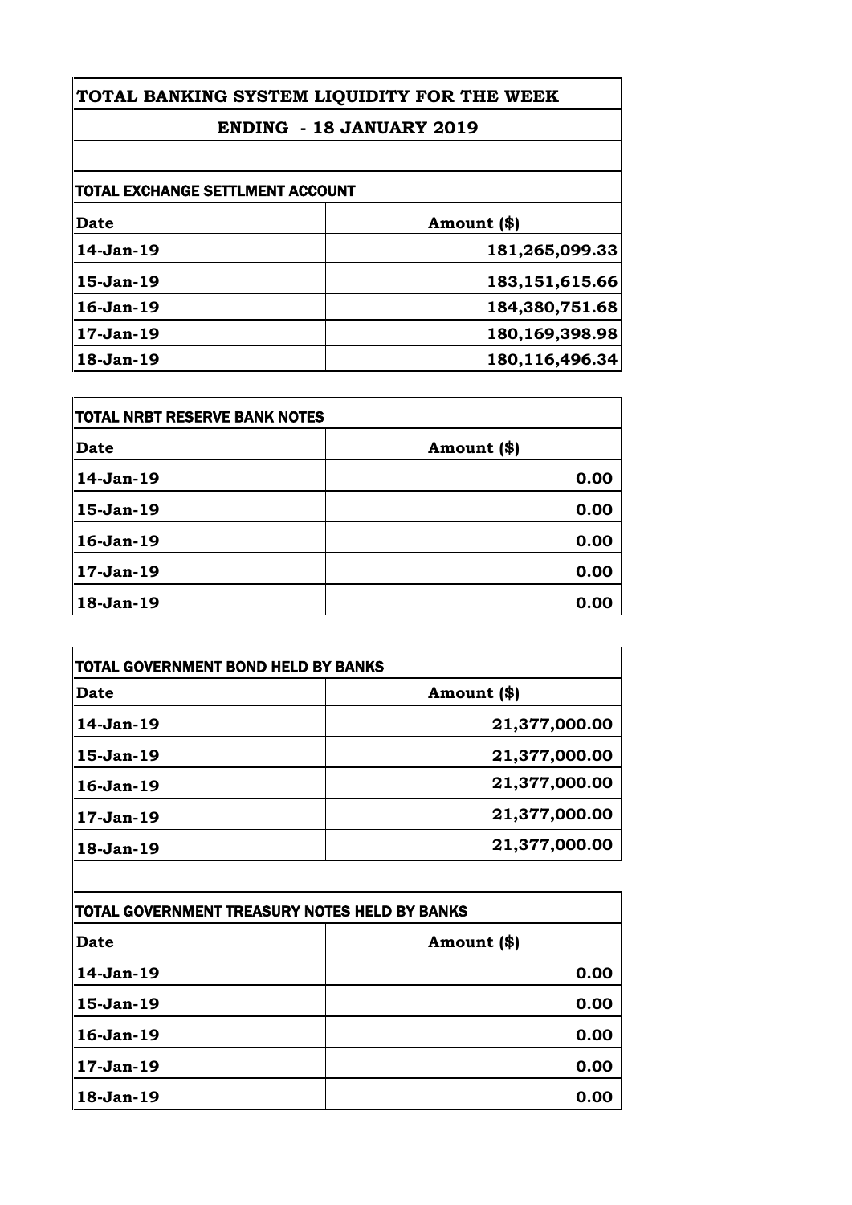# TOTAL BANKING SYSTEM LIQUIDITY FOR THE WEEK

## ENDING - 18 JANUARY 2019

### TOTAL EXCHANGE SETTLMENT ACCOUNT

| Date | Amount ($) |
|---|---|
| 14-Jan-19 | 181,265,099.33 |
| 15-Jan-19 | 183,151,615.66 |
| 16-Jan-19 | 184,380,751.68 |
| 17-Jan-19 | 180,169,398.98 |
| 18-Jan-19 | 180,116,496.34 |

### TOTAL NRBT RESERVE BANK NOTES

| Date | Amount ($) |
|---|---|
| 14-Jan-19 | 0.00 |
| 15-Jan-19 | 0.00 |
| 16-Jan-19 | 0.00 |
| 17-Jan-19 | 0.00 |
| 18-Jan-19 | 0.00 |

### TOTAL GOVERNMENT BOND HELD BY BANKS

| Date | Amount ($) |
|---|---|
| 14-Jan-19 | 21,377,000.00 |
| 15-Jan-19 | 21,377,000.00 |
| 16-Jan-19 | 21,377,000.00 |
| 17-Jan-19 | 21,377,000.00 |
| 18-Jan-19 | 21,377,000.00 |

### TOTAL GOVERNMENT TREASURY NOTES HELD BY BANKS

| Date | Amount ($) |
|---|---|
| 14-Jan-19 | 0.00 |
| 15-Jan-19 | 0.00 |
| 16-Jan-19 | 0.00 |
| 17-Jan-19 | 0.00 |
| 18-Jan-19 | 0.00 |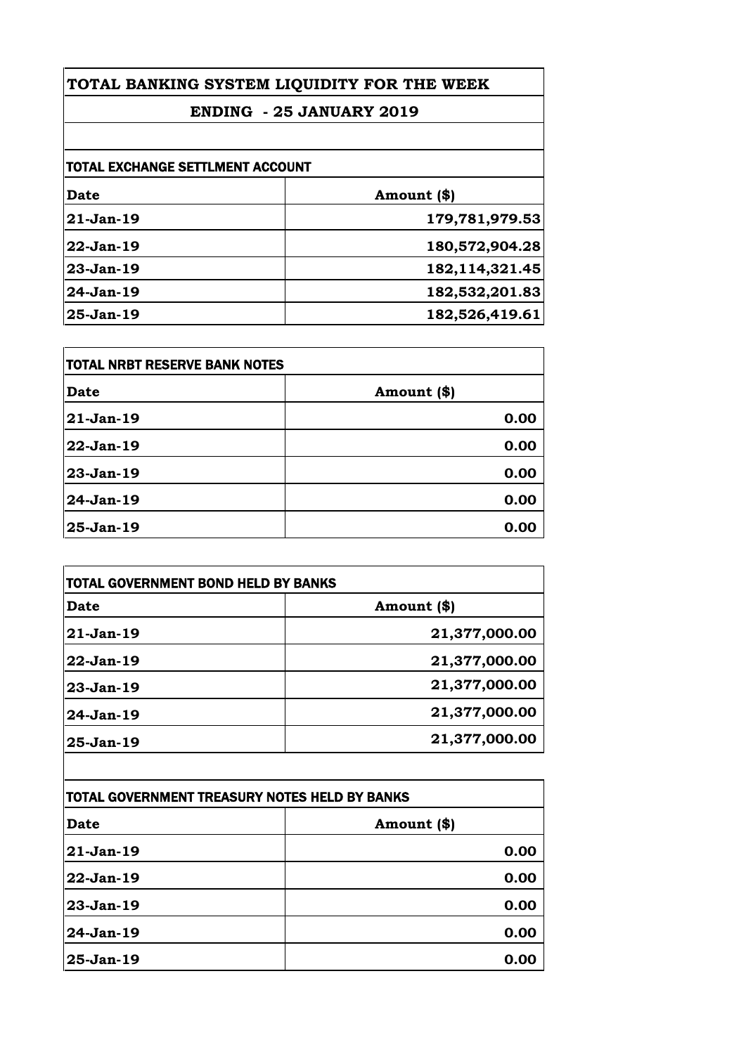# TOTAL BANKING SYSTEM LIQUIDITY FOR THE WEEK

## ENDING - 25 JANUARY 2019

### TOTAL EXCHANGE SETTLMENT ACCOUNT

| Date | Amount ($) |
|---|---|
| 21-Jan-19 | 179,781,979.53 |
| 22-Jan-19 | 180,572,904.28 |
| 23-Jan-19 | 182,114,321.45 |
| 24-Jan-19 | 182,532,201.83 |
| 25-Jan-19 | 182,526,419.61 |

### TOTAL NRBT RESERVE BANK NOTES

| Date | Amount ($) |
|---|---|
| 21-Jan-19 | 0.00 |
| 22-Jan-19 | 0.00 |
| 23-Jan-19 | 0.00 |
| 24-Jan-19 | 0.00 |
| 25-Jan-19 | 0.00 |

### TOTAL GOVERNMENT BOND HELD BY BANKS

| Date | Amount ($) |
|---|---|
| 21-Jan-19 | 21,377,000.00 |
| 22-Jan-19 | 21,377,000.00 |
| 23-Jan-19 | 21,377,000.00 |
| 24-Jan-19 | 21,377,000.00 |
| 25-Jan-19 | 21,377,000.00 |

### TOTAL GOVERNMENT TREASURY NOTES HELD BY BANKS

| Date | Amount ($) |
|---|---|
| 21-Jan-19 | 0.00 |
| 22-Jan-19 | 0.00 |
| 23-Jan-19 | 0.00 |
| 24-Jan-19 | 0.00 |
| 25-Jan-19 | 0.00 |